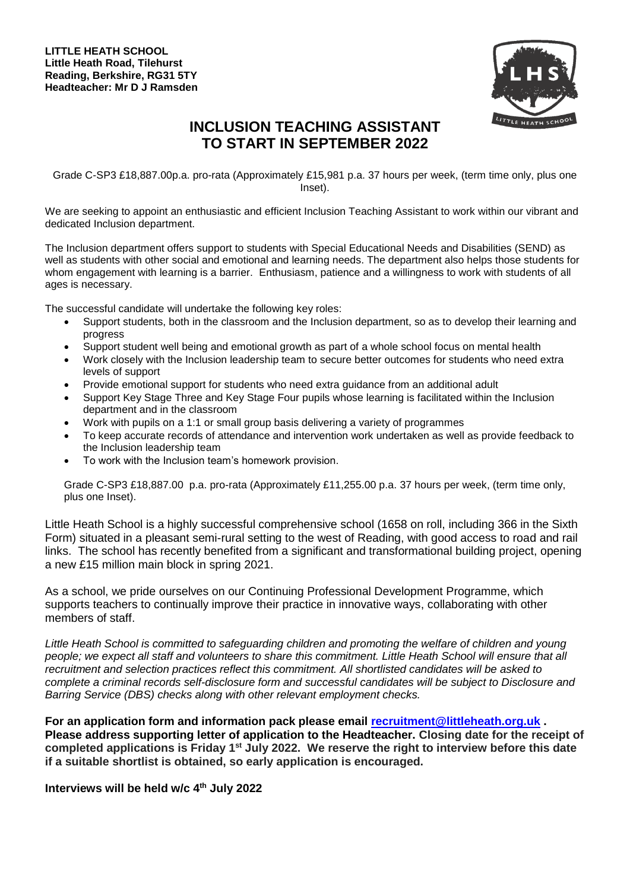**LITTLE HEATH SCHOOL**
**Little Heath Road, Tilehurst**
**Reading, Berkshire, RG31 5TY**
**Headteacher: Mr D J Ramsden**

# INCLUSION TEACHING ASSISTANT TO START IN SEPTEMBER 2022

Grade C-SP3 £18,887.00p.a. pro-rata (Approximately £15,981 p.a. 37 hours per week, (term time only, plus one Inset).

We are seeking to appoint an enthusiastic and efficient Inclusion Teaching Assistant to work within our vibrant and dedicated Inclusion department.

The Inclusion department offers support to students with Special Educational Needs and Disabilities (SEND) as well as students with other social and emotional and learning needs. The department also helps those students for whom engagement with learning is a barrier. Enthusiasm, patience and a willingness to work with students of all ages is necessary.

The successful candidate will undertake the following key roles:

- Support students, both in the classroom and the Inclusion department, so as to develop their learning and progress
- Support student well being and emotional growth as part of a whole school focus on mental health
- Work closely with the Inclusion leadership team to secure better outcomes for students who need extra levels of support
- Provide emotional support for students who need extra guidance from an additional adult
- Support Key Stage Three and Key Stage Four pupils whose learning is facilitated within the Inclusion department and in the classroom
- Work with pupils on a 1:1 or small group basis delivering a variety of programmes
- To keep accurate records of attendance and intervention work undertaken as well as provide feedback to the Inclusion leadership team
- To work with the Inclusion team's homework provision.

Grade C-SP3 £18,887.00 p.a. pro-rata (Approximately £11,255.00 p.a. 37 hours per week, (term time only, plus one Inset).

Little Heath School is a highly successful comprehensive school (1658 on roll, including 366 in the Sixth Form) situated in a pleasant semi-rural setting to the west of Reading, with good access to road and rail links. The school has recently benefited from a significant and transformational building project, opening a new £15 million main block in spring 2021.

As a school, we pride ourselves on our Continuing Professional Development Programme, which supports teachers to continually improve their practice in innovative ways, collaborating with other members of staff.

*Little Heath School is committed to safeguarding children and promoting the welfare of children and young people; we expect all staff and volunteers to share this commitment. Little Heath School will ensure that all recruitment and selection practices reflect this commitment. All shortlisted candidates will be asked to complete a criminal records self-disclosure form and successful candidates will be subject to Disclosure and Barring Service (DBS) checks along with other relevant employment checks.*

**For an application form and information pack please email recruitment@littleheath.org.uk . Please address supporting letter of application to the Headteacher. Closing date for the receipt of completed applications is Friday 1st July 2022. We reserve the right to interview before this date if a suitable shortlist is obtained, so early application is encouraged.**

**Interviews will be held w/c 4th July 2022**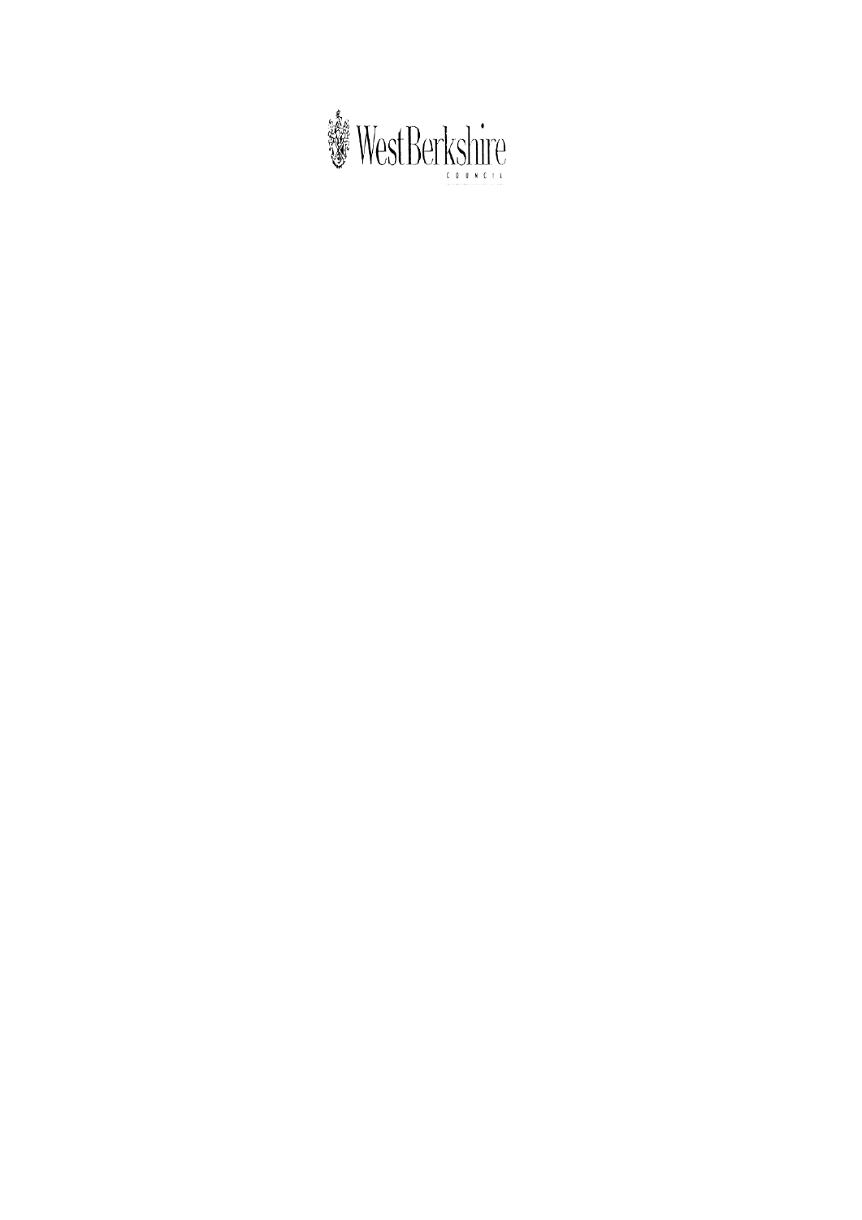West Berkshire

COUNCIL